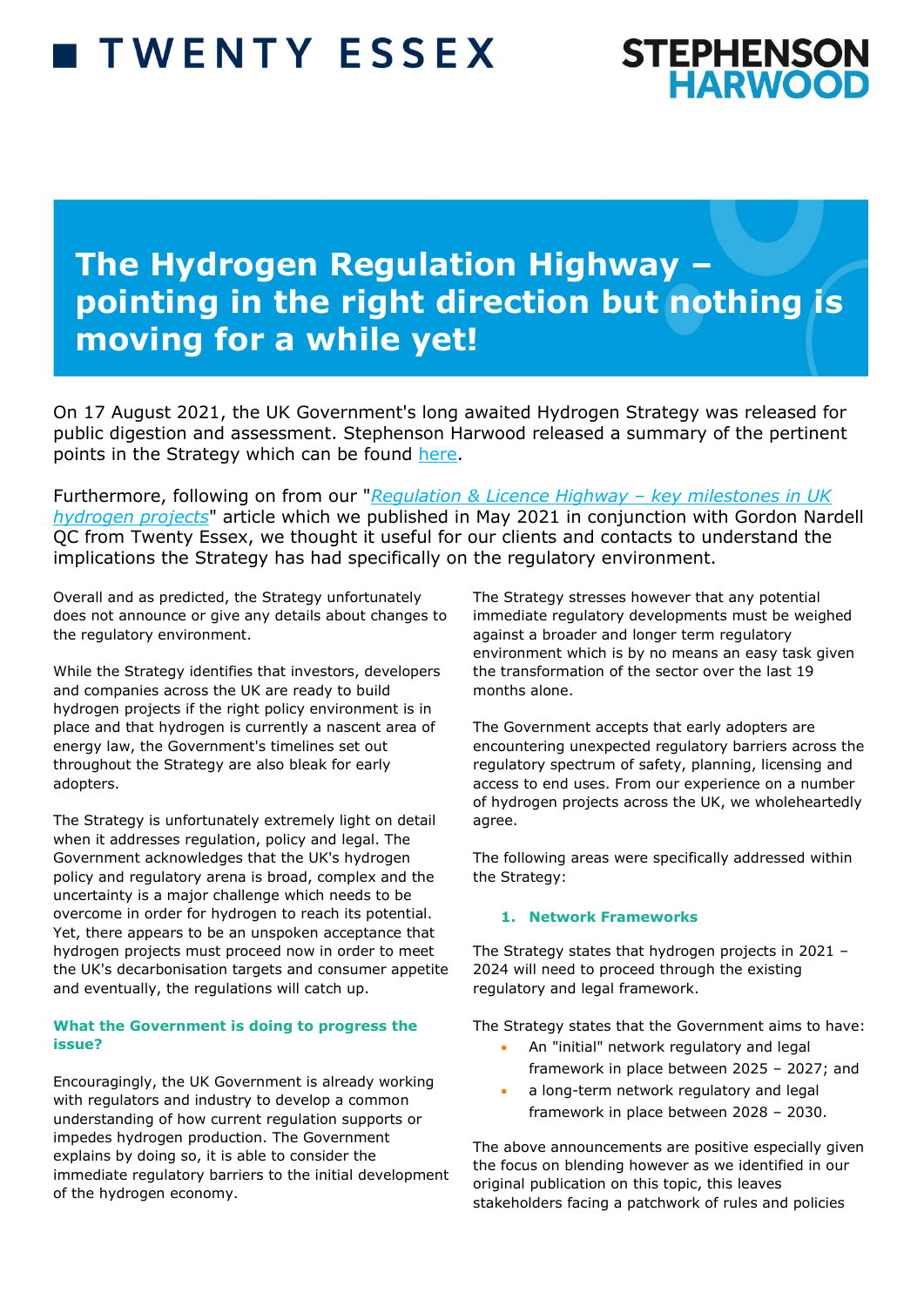TWENTY ESSEX

STEPHENSON HARWOOD

# The Hydrogen Regulation Highway – pointing in the right direction but nothing is moving for a while yet!

On 17 August 2021, the UK Government's long awaited Hydrogen Strategy was released for public digestion and assessment. Stephenson Harwood released a summary of the pertinent points in the Strategy which can be found here.

Furthermore, following on from our "*Regulation & Licence Highway – key milestones in UK hydrogen projects*" article which we published in May 2021 in conjunction with Gordon Nardell QC from Twenty Essex, we thought it useful for our clients and contacts to understand the implications the Strategy has had specifically on the regulatory environment.

Overall and as predicted, the Strategy unfortunately does not announce or give any details about changes to the regulatory environment.

While the Strategy identifies that investors, developers and companies across the UK are ready to build hydrogen projects if the right policy environment is in place and that hydrogen is currently a nascent area of energy law, the Government's timelines set out throughout the Strategy are also bleak for early adopters.

The Strategy is unfortunately extremely light on detail when it addresses regulation, policy and legal. The Government acknowledges that the UK's hydrogen policy and regulatory arena is broad, complex and the uncertainty is a major challenge which needs to be overcome in order for hydrogen to reach its potential. Yet, there appears to be an unspoken acceptance that hydrogen projects must proceed now in order to meet the UK's decarbonisation targets and consumer appetite and eventually, the regulations will catch up.

**What the Government is doing to progress the issue?**

Encouragingly, the UK Government is already working with regulators and industry to develop a common understanding of how current regulation supports or impedes hydrogen production. The Government explains by doing so, it is able to consider the immediate regulatory barriers to the initial development of the hydrogen economy.

The Strategy stresses however that any potential immediate regulatory developments must be weighed against a broader and longer term regulatory environment which is by no means an easy task given the transformation of the sector over the last 19 months alone.

The Government accepts that early adopters are encountering unexpected regulatory barriers across the regulatory spectrum of safety, planning, licensing and access to end uses. From our experience on a number of hydrogen projects across the UK, we wholeheartedly agree.

The following areas were specifically addressed within the Strategy:

1. **Network Frameworks**

The Strategy states that hydrogen projects in 2021 – 2024 will need to proceed through the existing regulatory and legal framework.

The Strategy states that the Government aims to have:

- An "initial" network regulatory and legal framework in place between 2025 – 2027; and
- a long-term network regulatory and legal framework in place between 2028 – 2030.

The above announcements are positive especially given the focus on blending however as we identified in our original publication on this topic, this leaves stakeholders facing a patchwork of rules and policies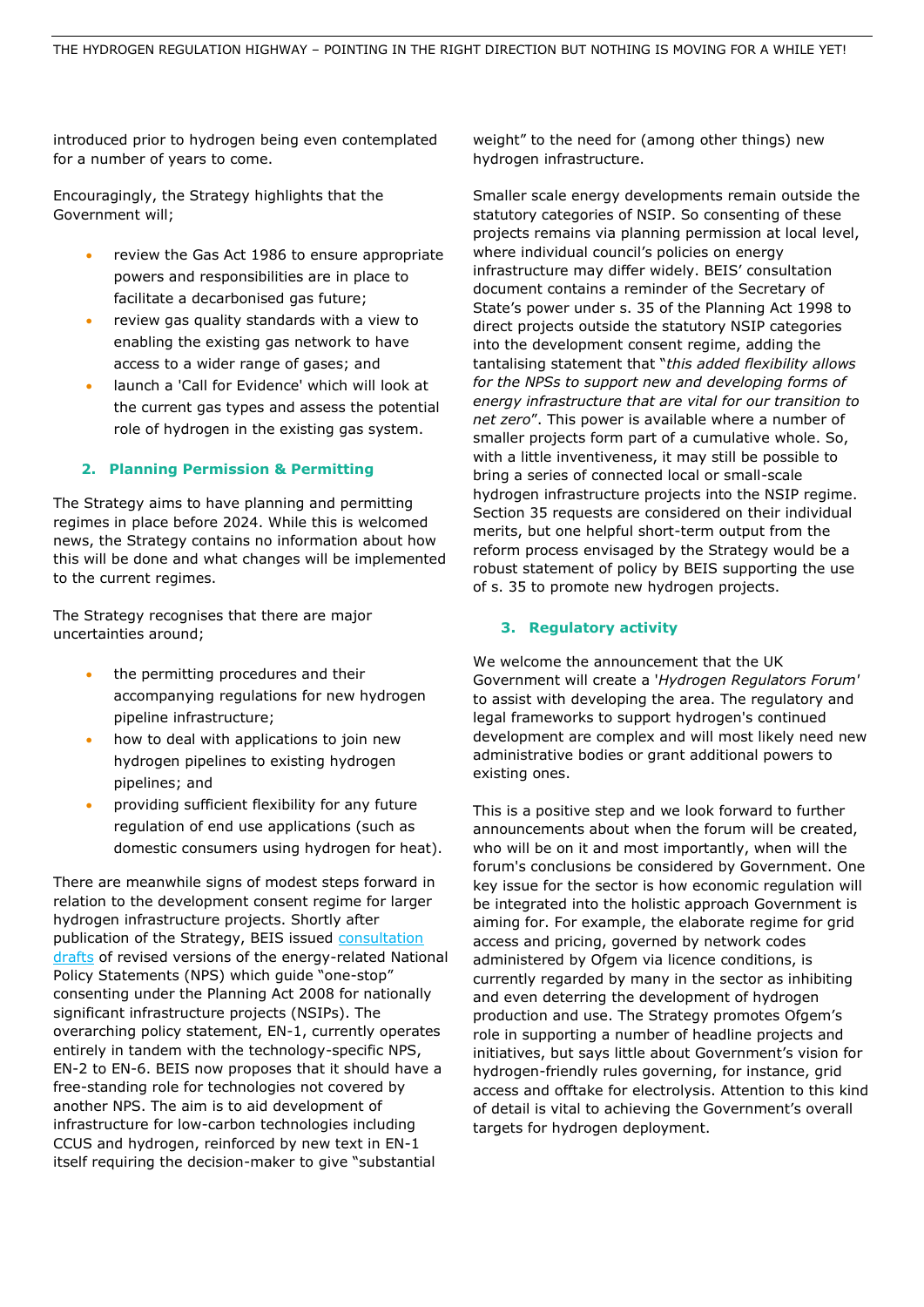introduced prior to hydrogen being even contemplated for a number of years to come.

Encouragingly, the Strategy highlights that the Government will;

- review the Gas Act 1986 to ensure appropriate powers and responsibilities are in place to facilitate a decarbonised gas future;
- review gas quality standards with a view to enabling the existing gas network to have access to a wider range of gases; and
- launch a 'Call for Evidence' which will look at the current gas types and assess the potential role of hydrogen in the existing gas system.

### 2. Planning Permission & Permitting

The Strategy aims to have planning and permitting regimes in place before 2024. While this is welcomed news, the Strategy contains no information about how this will be done and what changes will be implemented to the current regimes.

The Strategy recognises that there are major uncertainties around;

- the permitting procedures and their accompanying regulations for new hydrogen pipeline infrastructure;
- how to deal with applications to join new hydrogen pipelines to existing hydrogen pipelines; and
- providing sufficient flexibility for any future regulation of end use applications (such as domestic consumers using hydrogen for heat).

There are meanwhile signs of modest steps forward in relation to the development consent regime for larger hydrogen infrastructure projects. Shortly after publication of the Strategy, BEIS issued consultation drafts of revised versions of the energy-related National Policy Statements (NPS) which guide "one-stop" consenting under the Planning Act 2008 for nationally significant infrastructure projects (NSIPs). The overarching policy statement, EN-1, currently operates entirely in tandem with the technology-specific NPS, EN-2 to EN-6. BEIS now proposes that it should have a free-standing role for technologies not covered by another NPS. The aim is to aid development of infrastructure for low-carbon technologies including CCUS and hydrogen, reinforced by new text in EN-1 itself requiring the decision-maker to give "substantial weight" to the need for (among other things) new hydrogen infrastructure.

Smaller scale energy developments remain outside the statutory categories of NSIP. So consenting of these projects remains via planning permission at local level, where individual council's policies on energy infrastructure may differ widely. BEIS' consultation document contains a reminder of the Secretary of State's power under s. 35 of the Planning Act 1998 to direct projects outside the statutory NSIP categories into the development consent regime, adding the tantalising statement that "*this added flexibility allows for the NPSs to support new and developing forms of energy infrastructure that are vital for our transition to net zero*". This power is available where a number of smaller projects form part of a cumulative whole. So, with a little inventiveness, it may still be possible to bring a series of connected local or small-scale hydrogen infrastructure projects into the NSIP regime. Section 35 requests are considered on their individual merits, but one helpful short-term output from the reform process envisaged by the Strategy would be a robust statement of policy by BEIS supporting the use of s. 35 to promote new hydrogen projects.

### 3. Regulatory activity

We welcome the announcement that the UK Government will create a '*Hydrogen Regulators Forum*' to assist with developing the area. The regulatory and legal frameworks to support hydrogen's continued development are complex and will most likely need new administrative bodies or grant additional powers to existing ones.

This is a positive step and we look forward to further announcements about when the forum will be created, who will be on it and most importantly, when will the forum's conclusions be considered by Government. One key issue for the sector is how economic regulation will be integrated into the holistic approach Government is aiming for. For example, the elaborate regime for grid access and pricing, governed by network codes administered by Ofgem via licence conditions, is currently regarded by many in the sector as inhibiting and even deterring the development of hydrogen production and use. The Strategy promotes Ofgem's role in supporting a number of headline projects and initiatives, but says little about Government's vision for hydrogen-friendly rules governing, for instance, grid access and offtake for electrolysis. Attention to this kind of detail is vital to achieving the Government's overall targets for hydrogen deployment.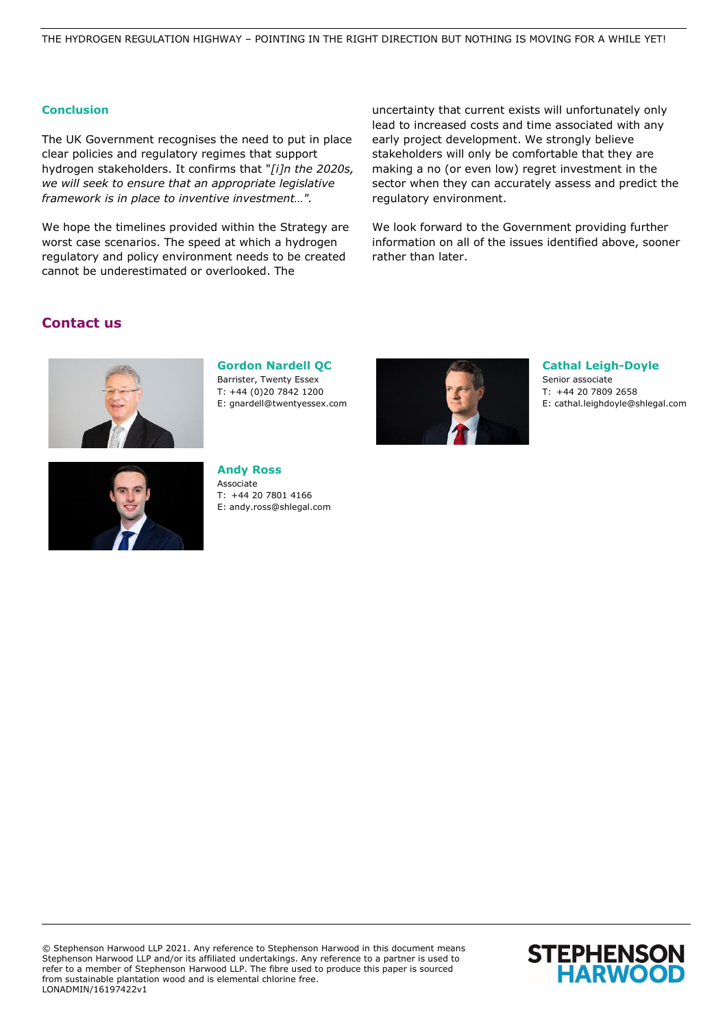## Conclusion

The UK Government recognises the need to put in place clear policies and regulatory regimes that support hydrogen stakeholders. It confirms that "*[i]n the 2020s, we will seek to ensure that an appropriate legislative framework is in place to inventive investment…*".

We hope the timelines provided within the Strategy are worst case scenarios. The speed at which a hydrogen regulatory and policy environment needs to be created cannot be underestimated or overlooked. The uncertainty that current exists will unfortunately only lead to increased costs and time associated with any early project development. We strongly believe stakeholders will only be comfortable that they are making a no (or even low) regret investment in the sector when they can accurately assess and predict the regulatory environment.

We look forward to the Government providing further information on all of the issues identified above, sooner rather than later.

## Contact us

**Gordon Nardell QC**
Barrister, Twenty Essex
T: +44 (0)20 7842 1200
E: gnardell@twentyessex.com

**Cathal Leigh-Doyle**
Senior associate
T: +44 20 7809 2658
E: cathal.leighdoyle@shlegal.com

**Andy Ross**
Associate
T: +44 20 7801 4166
E: andy.ross@shlegal.com

© Stephenson Harwood LLP 2021. Any reference to Stephenson Harwood in this document means Stephenson Harwood LLP and/or its affiliated undertakings. Any reference to a partner is used to refer to a member of Stephenson Harwood LLP. The fibre used to produce this paper is sourced from sustainable plantation wood and is elemental chlorine free.
LONADMIN/16197422v1